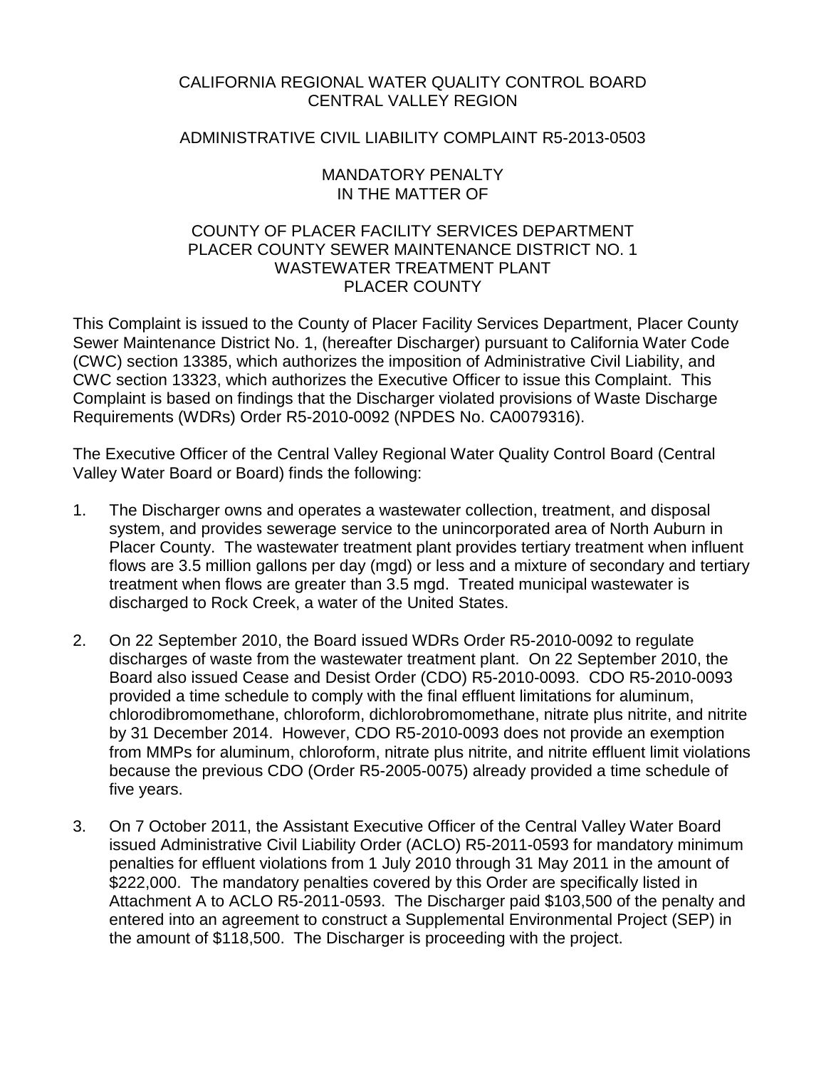# CALIFORNIA REGIONAL WATER QUALITY CONTROL BOARD
# CENTRAL VALLEY REGION

## ADMINISTRATIVE CIVIL LIABILITY COMPLAINT R5-2013-0503

## MANDATORY PENALTY
## IN THE MATTER OF

## COUNTY OF PLACER FACILITY SERVICES DEPARTMENT
## PLACER COUNTY SEWER MAINTENANCE DISTRICT NO. 1
## WASTEWATER TREATMENT PLANT
## PLACER COUNTY

This Complaint is issued to the County of Placer Facility Services Department, Placer County Sewer Maintenance District No. 1, (hereafter Discharger) pursuant to California Water Code (CWC) section 13385, which authorizes the imposition of Administrative Civil Liability, and CWC section 13323, which authorizes the Executive Officer to issue this Complaint. This Complaint is based on findings that the Discharger violated provisions of Waste Discharge Requirements (WDRs) Order R5-2010-0092 (NPDES No. CA0079316).

The Executive Officer of the Central Valley Regional Water Quality Control Board (Central Valley Water Board or Board) finds the following:

1. The Discharger owns and operates a wastewater collection, treatment, and disposal system, and provides sewerage service to the unincorporated area of North Auburn in Placer County. The wastewater treatment plant provides tertiary treatment when influent flows are 3.5 million gallons per day (mgd) or less and a mixture of secondary and tertiary treatment when flows are greater than 3.5 mgd. Treated municipal wastewater is discharged to Rock Creek, a water of the United States.

2. On 22 September 2010, the Board issued WDRs Order R5-2010-0092 to regulate discharges of waste from the wastewater treatment plant. On 22 September 2010, the Board also issued Cease and Desist Order (CDO) R5-2010-0093. CDO R5-2010-0093 provided a time schedule to comply with the final effluent limitations for aluminum, chlorodibromomethane, chloroform, dichlorobromomethane, nitrate plus nitrite, and nitrite by 31 December 2014. However, CDO R5-2010-0093 does not provide an exemption from MMPs for aluminum, chloroform, nitrate plus nitrite, and nitrite effluent limit violations because the previous CDO (Order R5-2005-0075) already provided a time schedule of five years.

3. On 7 October 2011, the Assistant Executive Officer of the Central Valley Water Board issued Administrative Civil Liability Order (ACLO) R5-2011-0593 for mandatory minimum penalties for effluent violations from 1 July 2010 through 31 May 2011 in the amount of $222,000. The mandatory penalties covered by this Order are specifically listed in Attachment A to ACLO R5-2011-0593. The Discharger paid $103,500 of the penalty and entered into an agreement to construct a Supplemental Environmental Project (SEP) in the amount of $118,500. The Discharger is proceeding with the project.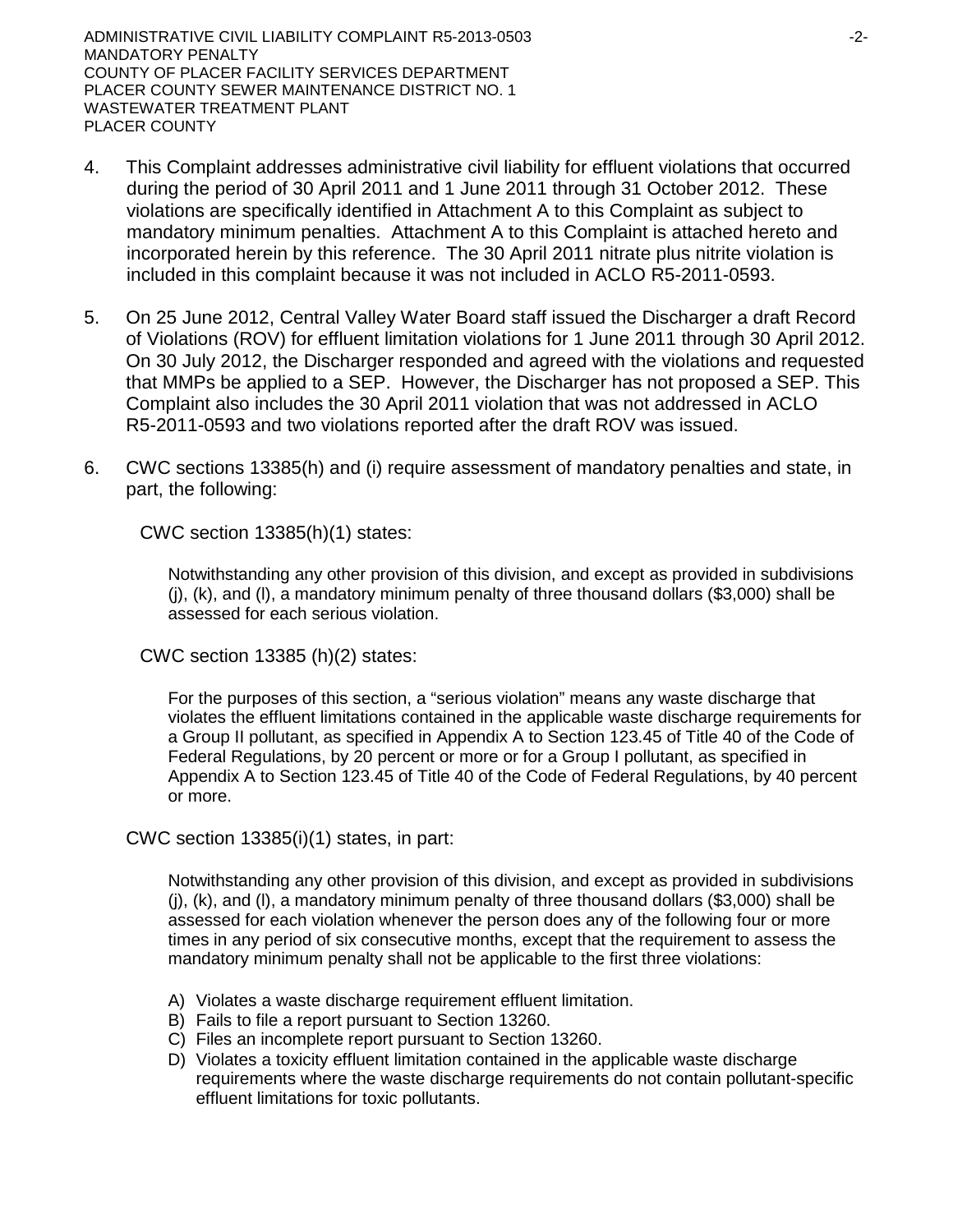4. This Complaint addresses administrative civil liability for effluent violations that occurred during the period of 30 April 2011 and 1 June 2011 through 31 October 2012. These violations are specifically identified in Attachment A to this Complaint as subject to mandatory minimum penalties. Attachment A to this Complaint is attached hereto and incorporated herein by this reference. The 30 April 2011 nitrate plus nitrite violation is included in this complaint because it was not included in ACLO R5-2011-0593.

5. On 25 June 2012, Central Valley Water Board staff issued the Discharger a draft Record of Violations (ROV) for effluent limitation violations for 1 June 2011 through 30 April 2012. On 30 July 2012, the Discharger responded and agreed with the violations and requested that MMPs be applied to a SEP. However, the Discharger has not proposed a SEP. This Complaint also includes the 30 April 2011 violation that was not addressed in ACLO R5-2011-0593 and two violations reported after the draft ROV was issued.

6. CWC sections 13385(h) and (i) require assessment of mandatory penalties and state, in part, the following:

   CWC section 13385(h)(1) states:

   > Notwithstanding any other provision of this division, and except as provided in subdivisions (j), (k), and (l), a mandatory minimum penalty of three thousand dollars ($3,000) shall be assessed for each serious violation.

   CWC section 13385 (h)(2) states:

   > For the purposes of this section, a "serious violation" means any waste discharge that violates the effluent limitations contained in the applicable waste discharge requirements for a Group II pollutant, as specified in Appendix A to Section 123.45 of Title 40 of the Code of Federal Regulations, by 20 percent or more or for a Group I pollutant, as specified in Appendix A to Section 123.45 of Title 40 of the Code of Federal Regulations, by 40 percent or more.

   CWC section 13385(i)(1) states, in part:

   > Notwithstanding any other provision of this division, and except as provided in subdivisions (j), (k), and (l), a mandatory minimum penalty of three thousand dollars ($3,000) shall be assessed for each violation whenever the person does any of the following four or more times in any period of six consecutive months, except that the requirement to assess the mandatory minimum penalty shall not be applicable to the first three violations:
   >
   > A) Violates a waste discharge requirement effluent limitation.
   > B) Fails to file a report pursuant to Section 13260.
   > C) Files an incomplete report pursuant to Section 13260.
   > D) Violates a toxicity effluent limitation contained in the applicable waste discharge requirements where the waste discharge requirements do not contain pollutant-specific effluent limitations for toxic pollutants.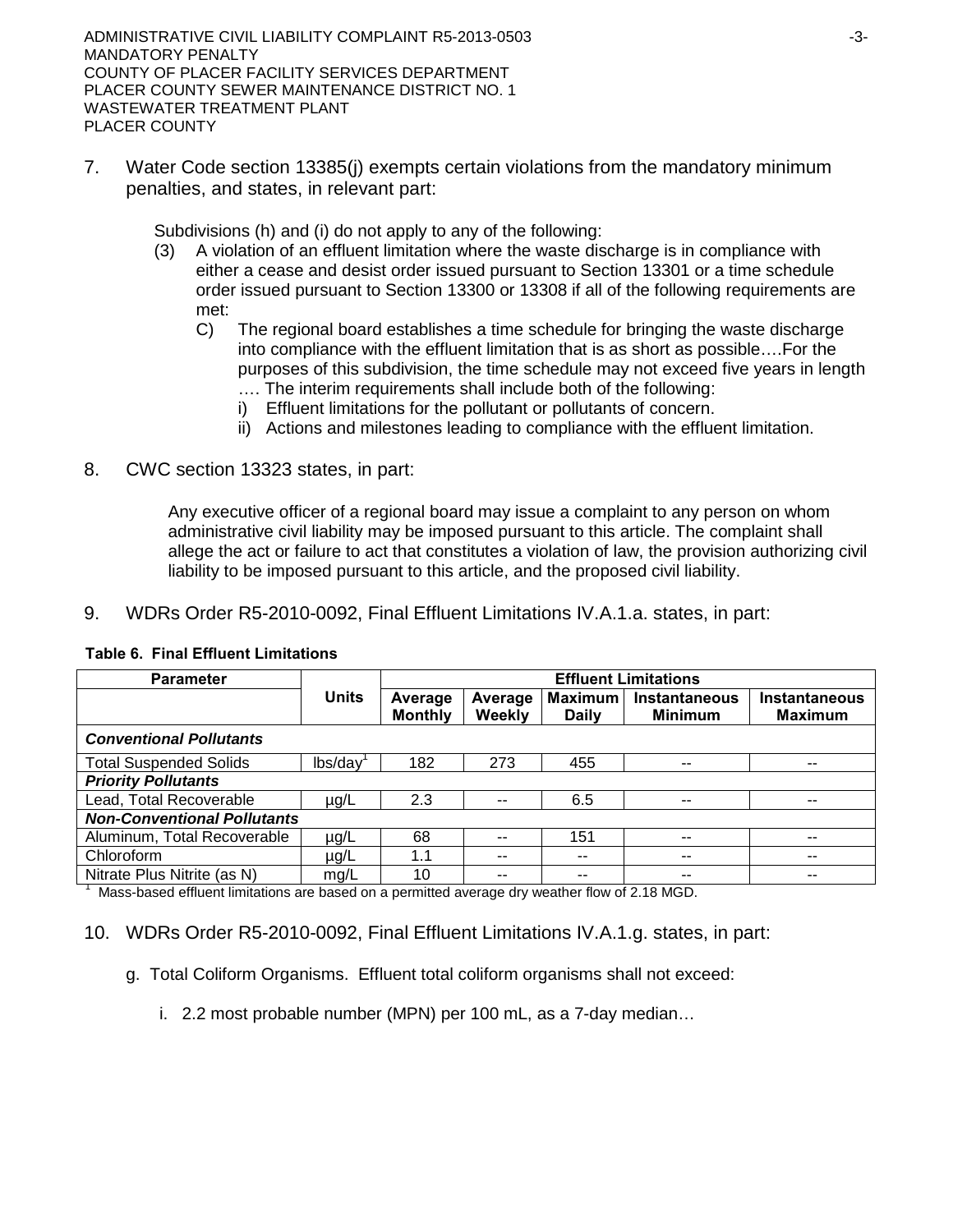7. Water Code section 13385(j) exempts certain violations from the mandatory minimum penalties, and states, in relevant part:

   Subdivisions (h) and (i) do not apply to any of the following:

   (3) A violation of an effluent limitation where the waste discharge is in compliance with either a cease and desist order issued pursuant to Section 13301 or a time schedule order issued pursuant to Section 13300 or 13308 if all of the following requirements are met:

      C) The regional board establishes a time schedule for bringing the waste discharge into compliance with the effluent limitation that is as short as possible….For the purposes of this subdivision, the time schedule may not exceed five years in length …. The interim requirements shall include both of the following:

         i) Effluent limitations for the pollutant or pollutants of concern.

         ii) Actions and milestones leading to compliance with the effluent limitation.

8. CWC section 13323 states, in part:

   Any executive officer of a regional board may issue a complaint to any person on whom administrative civil liability may be imposed pursuant to this article. The complaint shall allege the act or failure to act that constitutes a violation of law, the provision authorizing civil liability to be imposed pursuant to this article, and the proposed civil liability.

9. WDRs Order R5-2010-0092, Final Effluent Limitations IV.A.1.a. states, in part:

**Table 6. Final Effluent Limitations**

| Parameter | Units | Effluent Limitations | | | | |
|---|---|---|---|---|---|---|
| | | Average Monthly | Average Weekly | Maximum Daily | Instantaneous Minimum | Instantaneous Maximum |
| ***Conventional Pollutants*** | | | | | | |
| Total Suspended Solids | lbs/day[1] | 182 | 273 | 455 | -- | -- |
| ***Priority Pollutants*** | | | | | | |
| Lead, Total Recoverable | µg/L | 2.3 | -- | 6.5 | -- | -- |
| ***Non-Conventional Pollutants*** | | | | | | |
| Aluminum, Total Recoverable | µg/L | 68 | -- | 151 | -- | -- |
| Chloroform | µg/L | 1.1 | -- | -- | -- | -- |
| Nitrate Plus Nitrite (as N) | mg/L | 10 | -- | -- | -- | -- |

[1] Mass-based effluent limitations are based on a permitted average dry weather flow of 2.18 MGD.

10. WDRs Order R5-2010-0092, Final Effluent Limitations IV.A.1.g. states, in part:

    g. Total Coliform Organisms. Effluent total coliform organisms shall not exceed:

       i. 2.2 most probable number (MPN) per 100 mL, as a 7-day median…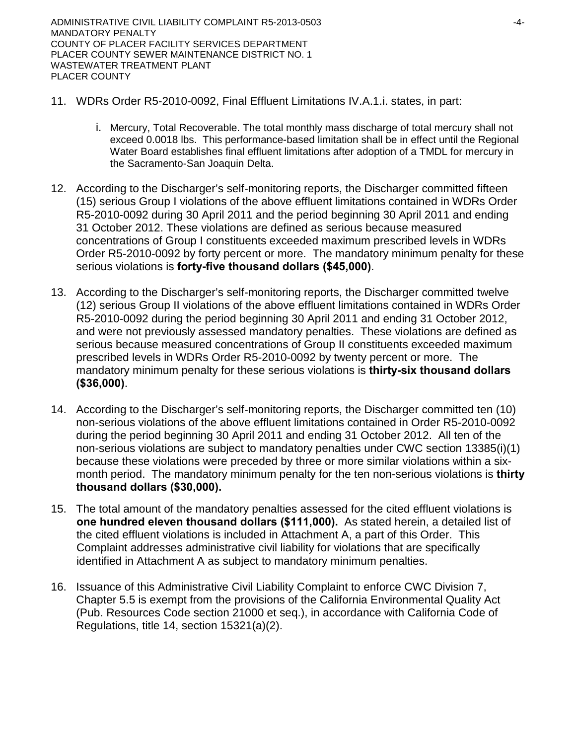11. WDRs Order R5-2010-0092, Final Effluent Limitations IV.A.1.i. states, in part:

    i. Mercury, Total Recoverable. The total monthly mass discharge of total mercury shall not exceed 0.0018 lbs. This performance-based limitation shall be in effect until the Regional Water Board establishes final effluent limitations after adoption of a TMDL for mercury in the Sacramento-San Joaquin Delta.

12. According to the Discharger's self-monitoring reports, the Discharger committed fifteen (15) serious Group I violations of the above effluent limitations contained in WDRs Order R5-2010-0092 during 30 April 2011 and the period beginning 30 April 2011 and ending 31 October 2012. These violations are defined as serious because measured concentrations of Group I constituents exceeded maximum prescribed levels in WDRs Order R5-2010-0092 by forty percent or more. The mandatory minimum penalty for these serious violations is **forty-five thousand dollars ($45,000)**.

13. According to the Discharger's self-monitoring reports, the Discharger committed twelve (12) serious Group II violations of the above effluent limitations contained in WDRs Order R5-2010-0092 during the period beginning 30 April 2011 and ending 31 October 2012, and were not previously assessed mandatory penalties. These violations are defined as serious because measured concentrations of Group II constituents exceeded maximum prescribed levels in WDRs Order R5-2010-0092 by twenty percent or more. The mandatory minimum penalty for these serious violations is **thirty-six thousand dollars ($36,000)**.

14. According to the Discharger's self-monitoring reports, the Discharger committed ten (10) non-serious violations of the above effluent limitations contained in Order R5-2010-0092 during the period beginning 30 April 2011 and ending 31 October 2012. All ten of the non-serious violations are subject to mandatory penalties under CWC section 13385(i)(1) because these violations were preceded by three or more similar violations within a six-month period. The mandatory minimum penalty for the ten non-serious violations is **thirty thousand dollars ($30,000).**

15. The total amount of the mandatory penalties assessed for the cited effluent violations is **one hundred eleven thousand dollars ($111,000).** As stated herein, a detailed list of the cited effluent violations is included in Attachment A, a part of this Order. This Complaint addresses administrative civil liability for violations that are specifically identified in Attachment A as subject to mandatory minimum penalties.

16. Issuance of this Administrative Civil Liability Complaint to enforce CWC Division 7, Chapter 5.5 is exempt from the provisions of the California Environmental Quality Act (Pub. Resources Code section 21000 et seq.), in accordance with California Code of Regulations, title 14, section 15321(a)(2).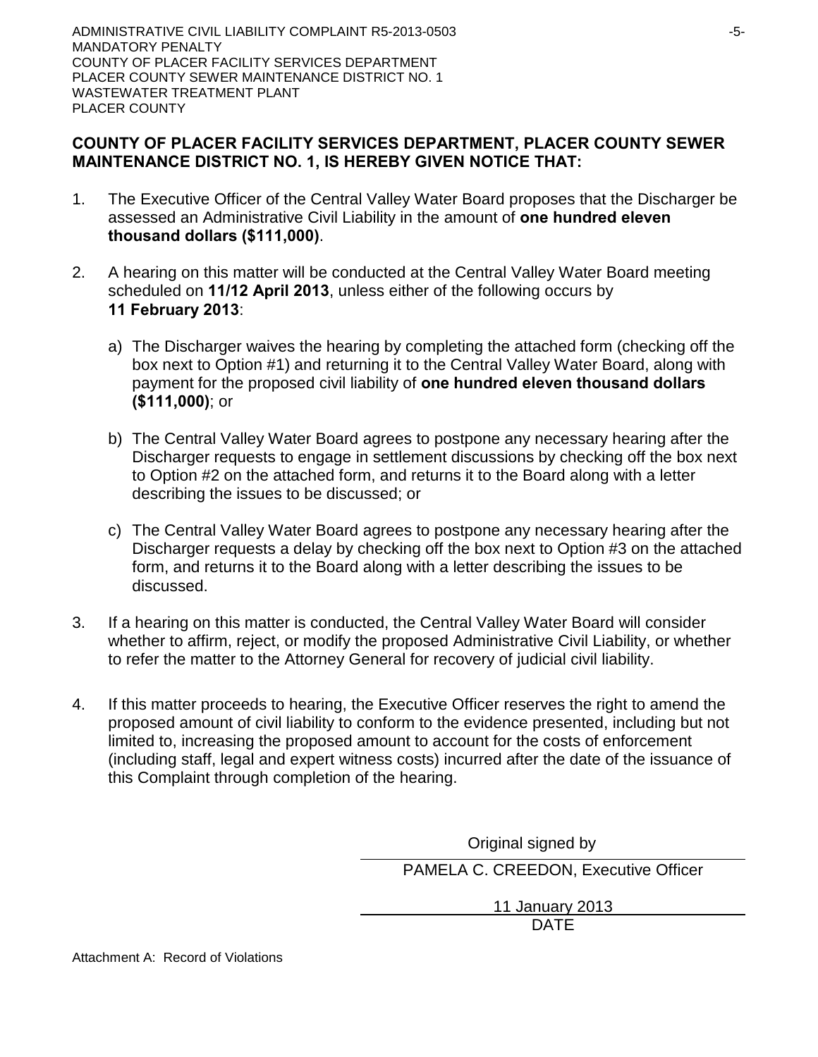**COUNTY OF PLACER FACILITY SERVICES DEPARTMENT, PLACER COUNTY SEWER MAINTENANCE DISTRICT NO. 1, IS HEREBY GIVEN NOTICE THAT:**

1. The Executive Officer of the Central Valley Water Board proposes that the Discharger be assessed an Administrative Civil Liability in the amount of **one hundred eleven thousand dollars ($111,000)**.

2. A hearing on this matter will be conducted at the Central Valley Water Board meeting scheduled on **11/12 April 2013**, unless either of the following occurs by **11 February 2013**:

   a) The Discharger waives the hearing by completing the attached form (checking off the box next to Option #1) and returning it to the Central Valley Water Board, along with payment for the proposed civil liability of **one hundred eleven thousand dollars ($111,000)**; or

   b) The Central Valley Water Board agrees to postpone any necessary hearing after the Discharger requests to engage in settlement discussions by checking off the box next to Option #2 on the attached form, and returns it to the Board along with a letter describing the issues to be discussed; or

   c) The Central Valley Water Board agrees to postpone any necessary hearing after the Discharger requests a delay by checking off the box next to Option #3 on the attached form, and returns it to the Board along with a letter describing the issues to be discussed.

3. If a hearing on this matter is conducted, the Central Valley Water Board will consider whether to affirm, reject, or modify the proposed Administrative Civil Liability, or whether to refer the matter to the Attorney General for recovery of judicial civil liability.

4. If this matter proceeds to hearing, the Executive Officer reserves the right to amend the proposed amount of civil liability to conform to the evidence presented, including but not limited to, increasing the proposed amount to account for the costs of enforcement (including staff, legal and expert witness costs) incurred after the date of the issuance of this Complaint through completion of the hearing.

Original signed by

PAMELA C. CREEDON, Executive Officer

11 January 2013

DATE

Attachment A: Record of Violations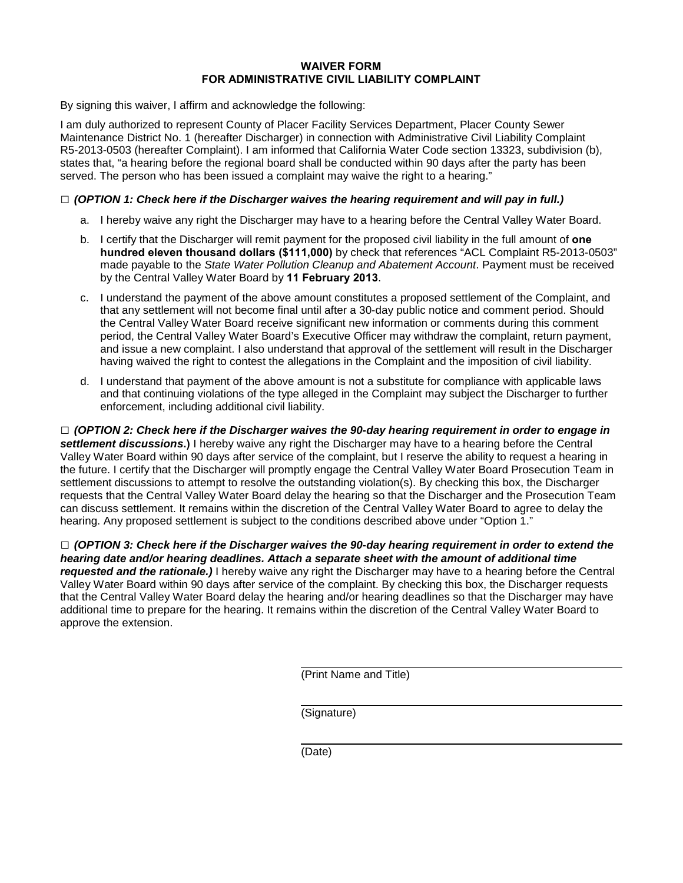**WAIVER FORM**
**FOR ADMINISTRATIVE CIVIL LIABILITY COMPLAINT**

By signing this waiver, I affirm and acknowledge the following:

I am duly authorized to represent County of Placer Facility Services Department, Placer County Sewer Maintenance District No. 1 (hereafter Discharger) in connection with Administrative Civil Liability Complaint R5-2013-0503 (hereafter Complaint). I am informed that California Water Code section 13323, subdivision (b), states that, "a hearing before the regional board shall be conducted within 90 days after the party has been served. The person who has been issued a complaint may waive the right to a hearing."

□ ***(OPTION 1: Check here if the Discharger waives the hearing requirement and will pay in full.)***

a. I hereby waive any right the Discharger may have to a hearing before the Central Valley Water Board.

b. I certify that the Discharger will remit payment for the proposed civil liability in the full amount of **one hundred eleven thousand dollars ($111,000)** by check that references "ACL Complaint R5-2013-0503" made payable to the *State Water Pollution Cleanup and Abatement Account*. Payment must be received by the Central Valley Water Board by **11 February 2013**.

c. I understand the payment of the above amount constitutes a proposed settlement of the Complaint, and that any settlement will not become final until after a 30-day public notice and comment period. Should the Central Valley Water Board receive significant new information or comments during this comment period, the Central Valley Water Board's Executive Officer may withdraw the complaint, return payment, and issue a new complaint. I also understand that approval of the settlement will result in the Discharger having waived the right to contest the allegations in the Complaint and the imposition of civil liability.

d. I understand that payment of the above amount is not a substitute for compliance with applicable laws and that continuing violations of the type alleged in the Complaint may subject the Discharger to further enforcement, including additional civil liability.

□ ***(OPTION 2: Check here if the Discharger waives the 90-day hearing requirement in order to engage in settlement discussions*.)** I hereby waive any right the Discharger may have to a hearing before the Central Valley Water Board within 90 days after service of the complaint, but I reserve the ability to request a hearing in the future. I certify that the Discharger will promptly engage the Central Valley Water Board Prosecution Team in settlement discussions to attempt to resolve the outstanding violation(s). By checking this box, the Discharger requests that the Central Valley Water Board delay the hearing so that the Discharger and the Prosecution Team can discuss settlement. It remains within the discretion of the Central Valley Water Board to agree to delay the hearing. Any proposed settlement is subject to the conditions described above under "Option 1."

□ ***(OPTION 3: Check here if the Discharger waives the 90-day hearing requirement in order to extend the hearing date and/or hearing deadlines. Attach a separate sheet with the amount of additional time requested and the rationale.)*** I hereby waive any right the Discharger may have to a hearing before the Central Valley Water Board within 90 days after service of the complaint. By checking this box, the Discharger requests that the Central Valley Water Board delay the hearing and/or hearing deadlines so that the Discharger may have additional time to prepare for the hearing. It remains within the discretion of the Central Valley Water Board to approve the extension.

_______________________________
(Print Name and Title)

_______________________________
(Signature)

_______________________________
(Date)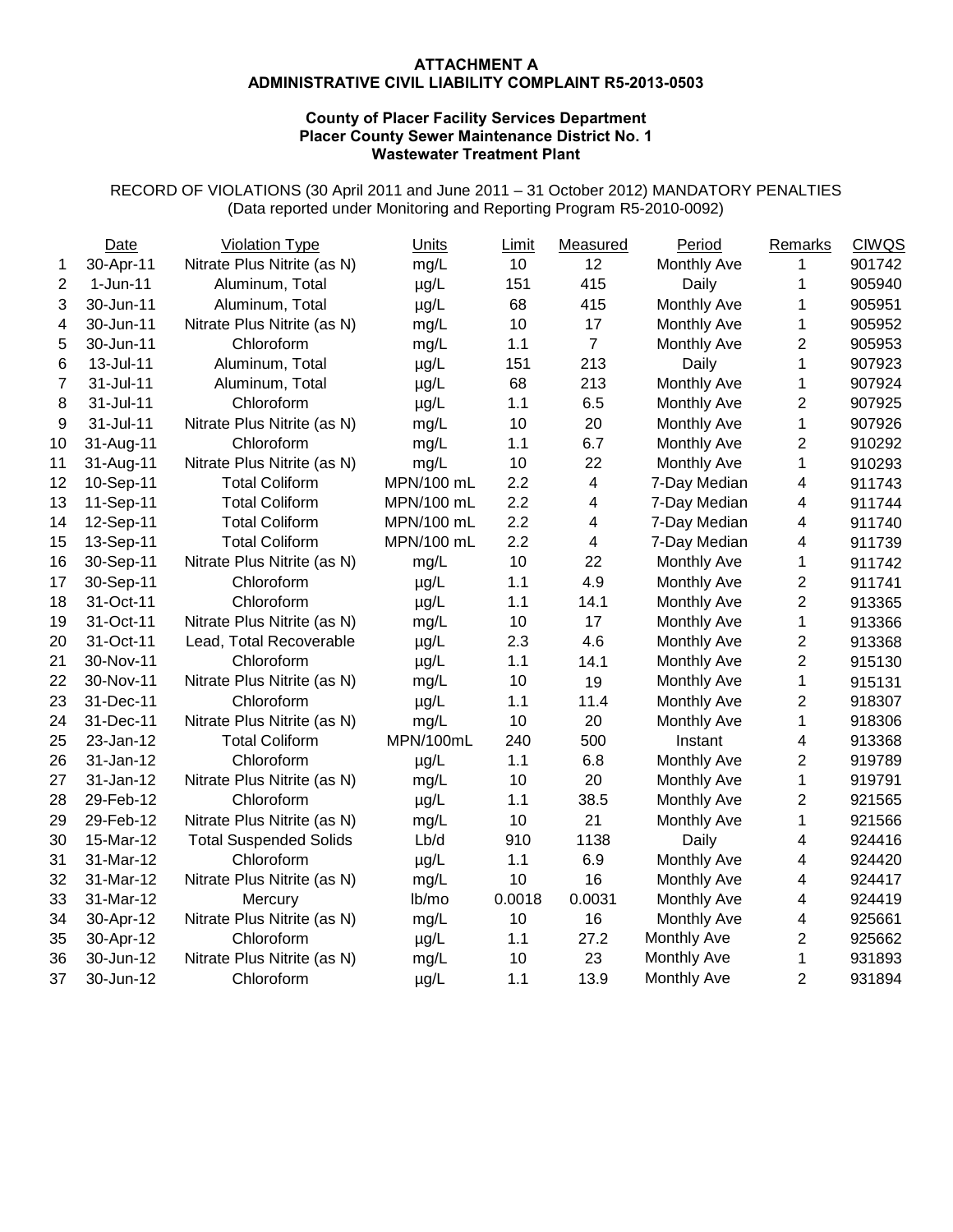**ATTACHMENT A**
**ADMINISTRATIVE CIVIL LIABILITY COMPLAINT R5-2013-0503**

**County of Placer Facility Services Department**
**Placer County Sewer Maintenance District No. 1**
**Wastewater Treatment Plant**

RECORD OF VIOLATIONS (30 April 2011 and June 2011 – 31 October 2012) MANDATORY PENALTIES
(Data reported under Monitoring and Reporting Program R5-2010-0092)

| | Date | Violation Type | Units | Limit | Measured | Period | Remarks | CIWQS |
|---|---|---|---|---|---|---|---|---|
| 1 | 30-Apr-11 | Nitrate Plus Nitrite (as N) | mg/L | 10 | 12 | Monthly Ave | 1 | 901742 |
| 2 | 1-Jun-11 | Aluminum, Total | µg/L | 151 | 415 | Daily | 1 | 905940 |
| 3 | 30-Jun-11 | Aluminum, Total | µg/L | 68 | 415 | Monthly Ave | 1 | 905951 |
| 4 | 30-Jun-11 | Nitrate Plus Nitrite (as N) | mg/L | 10 | 17 | Monthly Ave | 1 | 905952 |
| 5 | 30-Jun-11 | Chloroform | mg/L | 1.1 | 7 | Monthly Ave | 2 | 905953 |
| 6 | 13-Jul-11 | Aluminum, Total | µg/L | 151 | 213 | Daily | 1 | 907923 |
| 7 | 31-Jul-11 | Aluminum, Total | µg/L | 68 | 213 | Monthly Ave | 1 | 907924 |
| 8 | 31-Jul-11 | Chloroform | µg/L | 1.1 | 6.5 | Monthly Ave | 2 | 907925 |
| 9 | 31-Jul-11 | Nitrate Plus Nitrite (as N) | mg/L | 10 | 20 | Monthly Ave | 1 | 907926 |
| 10 | 31-Aug-11 | Chloroform | mg/L | 1.1 | 6.7 | Monthly Ave | 2 | 910292 |
| 11 | 31-Aug-11 | Nitrate Plus Nitrite (as N) | mg/L | 10 | 22 | Monthly Ave | 1 | 910293 |
| 12 | 10-Sep-11 | Total Coliform | MPN/100 mL | 2.2 | 4 | 7-Day Median | 4 | 911743 |
| 13 | 11-Sep-11 | Total Coliform | MPN/100 mL | 2.2 | 4 | 7-Day Median | 4 | 911744 |
| 14 | 12-Sep-11 | Total Coliform | MPN/100 mL | 2.2 | 4 | 7-Day Median | 4 | 911740 |
| 15 | 13-Sep-11 | Total Coliform | MPN/100 mL | 2.2 | 4 | 7-Day Median | 4 | 911739 |
| 16 | 30-Sep-11 | Nitrate Plus Nitrite (as N) | mg/L | 10 | 22 | Monthly Ave | 1 | 911742 |
| 17 | 30-Sep-11 | Chloroform | µg/L | 1.1 | 4.9 | Monthly Ave | 2 | 911741 |
| 18 | 31-Oct-11 | Chloroform | µg/L | 1.1 | 14.1 | Monthly Ave | 2 | 913365 |
| 19 | 31-Oct-11 | Nitrate Plus Nitrite (as N) | mg/L | 10 | 17 | Monthly Ave | 1 | 913366 |
| 20 | 31-Oct-11 | Lead, Total Recoverable | µg/L | 2.3 | 4.6 | Monthly Ave | 2 | 913368 |
| 21 | 30-Nov-11 | Chloroform | µg/L | 1.1 | 14.1 | Monthly Ave | 2 | 915130 |
| 22 | 30-Nov-11 | Nitrate Plus Nitrite (as N) | mg/L | 10 | 19 | Monthly Ave | 1 | 915131 |
| 23 | 31-Dec-11 | Chloroform | µg/L | 1.1 | 11.4 | Monthly Ave | 2 | 918307 |
| 24 | 31-Dec-11 | Nitrate Plus Nitrite (as N) | mg/L | 10 | 20 | Monthly Ave | 1 | 918306 |
| 25 | 23-Jan-12 | Total Coliform | MPN/100mL | 240 | 500 | Instant | 4 | 913368 |
| 26 | 31-Jan-12 | Chloroform | µg/L | 1.1 | 6.8 | Monthly Ave | 2 | 919789 |
| 27 | 31-Jan-12 | Nitrate Plus Nitrite (as N) | mg/L | 10 | 20 | Monthly Ave | 1 | 919791 |
| 28 | 29-Feb-12 | Chloroform | µg/L | 1.1 | 38.5 | Monthly Ave | 2 | 921565 |
| 29 | 29-Feb-12 | Nitrate Plus Nitrite (as N) | mg/L | 10 | 21 | Monthly Ave | 1 | 921566 |
| 30 | 15-Mar-12 | Total Suspended Solids | Lb/d | 910 | 1138 | Daily | 4 | 924416 |
| 31 | 31-Mar-12 | Chloroform | µg/L | 1.1 | 6.9 | Monthly Ave | 4 | 924420 |
| 32 | 31-Mar-12 | Nitrate Plus Nitrite (as N) | mg/L | 10 | 16 | Monthly Ave | 4 | 924417 |
| 33 | 31-Mar-12 | Mercury | lb/mo | 0.0018 | 0.0031 | Monthly Ave | 4 | 924419 |
| 34 | 30-Apr-12 | Nitrate Plus Nitrite (as N) | mg/L | 10 | 16 | Monthly Ave | 4 | 925661 |
| 35 | 30-Apr-12 | Chloroform | µg/L | 1.1 | 27.2 | Monthly Ave | 2 | 925662 |
| 36 | 30-Jun-12 | Nitrate Plus Nitrite (as N) | mg/L | 10 | 23 | Monthly Ave | 1 | 931893 |
| 37 | 30-Jun-12 | Chloroform | µg/L | 1.1 | 13.9 | Monthly Ave | 2 | 931894 |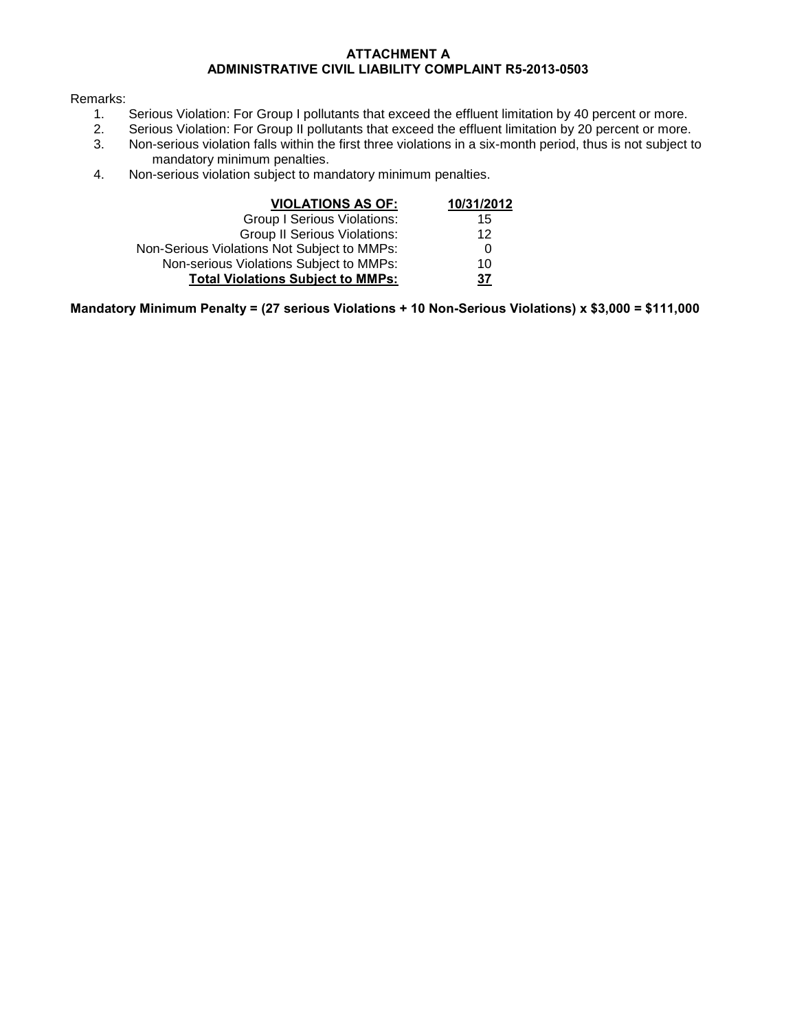**ATTACHMENT A**
**ADMINISTRATIVE CIVIL LIABILITY COMPLAINT R5-2013-0503**

Remarks:

1. Serious Violation: For Group I pollutants that exceed the effluent limitation by 40 percent or more.
2. Serious Violation: For Group II pollutants that exceed the effluent limitation by 20 percent or more.
3. Non-serious violation falls within the first three violations in a six-month period, thus is not subject to mandatory minimum penalties.
4. Non-serious violation subject to mandatory minimum penalties.

| **VIOLATIONS AS OF:** | **10/31/2012** |
|---|---|
| Group I Serious Violations: | 15 |
| Group II Serious Violations: | 12 |
| Non-Serious Violations Not Subject to MMPs: | 0 |
| Non-serious Violations Subject to MMPs: | 10 |
| **Total Violations Subject to MMPs:** | **37** |

**Mandatory Minimum Penalty = (27 serious Violations + 10 Non-Serious Violations) x $3,000 = $111,000**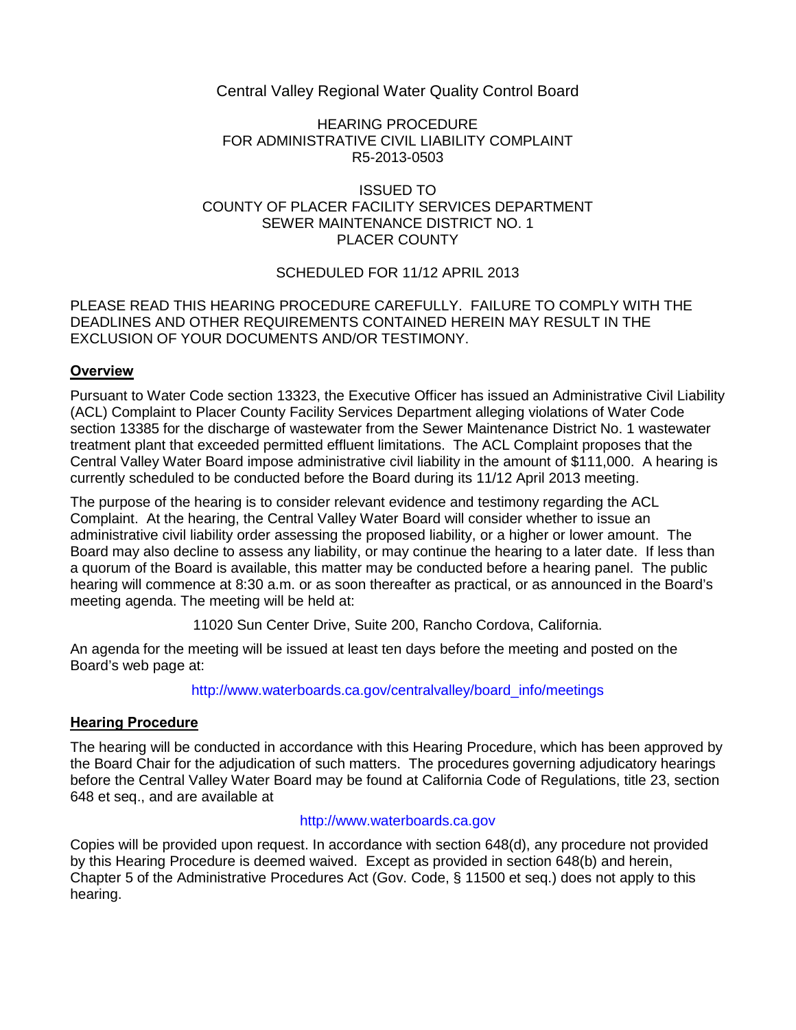Central Valley Regional Water Quality Control Board

HEARING PROCEDURE
FOR ADMINISTRATIVE CIVIL LIABILITY COMPLAINT
R5-2013-0503

ISSUED TO
COUNTY OF PLACER FACILITY SERVICES DEPARTMENT
SEWER MAINTENANCE DISTRICT NO. 1
PLACER COUNTY

SCHEDULED FOR 11/12 APRIL 2013

PLEASE READ THIS HEARING PROCEDURE CAREFULLY. FAILURE TO COMPLY WITH THE DEADLINES AND OTHER REQUIREMENTS CONTAINED HEREIN MAY RESULT IN THE EXCLUSION OF YOUR DOCUMENTS AND/OR TESTIMONY.

## Overview

Pursuant to Water Code section 13323, the Executive Officer has issued an Administrative Civil Liability (ACL) Complaint to Placer County Facility Services Department alleging violations of Water Code section 13385 for the discharge of wastewater from the Sewer Maintenance District No. 1 wastewater treatment plant that exceeded permitted effluent limitations. The ACL Complaint proposes that the Central Valley Water Board impose administrative civil liability in the amount of $111,000. A hearing is currently scheduled to be conducted before the Board during its 11/12 April 2013 meeting.

The purpose of the hearing is to consider relevant evidence and testimony regarding the ACL Complaint. At the hearing, the Central Valley Water Board will consider whether to issue an administrative civil liability order assessing the proposed liability, or a higher or lower amount. The Board may also decline to assess any liability, or may continue the hearing to a later date. If less than a quorum of the Board is available, this matter may be conducted before a hearing panel. The public hearing will commence at 8:30 a.m. or as soon thereafter as practical, or as announced in the Board's meeting agenda. The meeting will be held at:

11020 Sun Center Drive, Suite 200, Rancho Cordova, California.

An agenda for the meeting will be issued at least ten days before the meeting and posted on the Board's web page at:

http://www.waterboards.ca.gov/centralvalley/board_info/meetings

## Hearing Procedure

The hearing will be conducted in accordance with this Hearing Procedure, which has been approved by the Board Chair for the adjudication of such matters. The procedures governing adjudicatory hearings before the Central Valley Water Board may be found at California Code of Regulations, title 23, section 648 et seq., and are available at

http://www.waterboards.ca.gov

Copies will be provided upon request. In accordance with section 648(d), any procedure not provided by this Hearing Procedure is deemed waived. Except as provided in section 648(b) and herein, Chapter 5 of the Administrative Procedures Act (Gov. Code, § 11500 et seq.) does not apply to this hearing.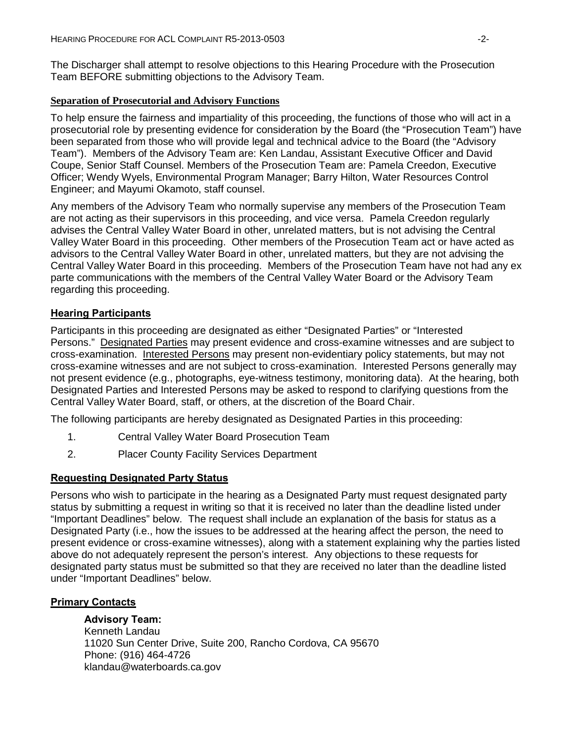The Discharger shall attempt to resolve objections to this Hearing Procedure with the Prosecution Team BEFORE submitting objections to the Advisory Team.

## Separation of Prosecutorial and Advisory Functions

To help ensure the fairness and impartiality of this proceeding, the functions of those who will act in a prosecutorial role by presenting evidence for consideration by the Board (the "Prosecution Team") have been separated from those who will provide legal and technical advice to the Board (the "Advisory Team"). Members of the Advisory Team are: Ken Landau, Assistant Executive Officer and David Coupe, Senior Staff Counsel. Members of the Prosecution Team are: Pamela Creedon, Executive Officer; Wendy Wyels, Environmental Program Manager; Barry Hilton, Water Resources Control Engineer; and Mayumi Okamoto, staff counsel.

Any members of the Advisory Team who normally supervise any members of the Prosecution Team are not acting as their supervisors in this proceeding, and vice versa. Pamela Creedon regularly advises the Central Valley Water Board in other, unrelated matters, but is not advising the Central Valley Water Board in this proceeding. Other members of the Prosecution Team act or have acted as advisors to the Central Valley Water Board in other, unrelated matters, but they are not advising the Central Valley Water Board in this proceeding. Members of the Prosecution Team have not had any ex parte communications with the members of the Central Valley Water Board or the Advisory Team regarding this proceeding.

## Hearing Participants

Participants in this proceeding are designated as either "Designated Parties" or "Interested Persons." Designated Parties may present evidence and cross-examine witnesses and are subject to cross-examination. Interested Persons may present non-evidentiary policy statements, but may not cross-examine witnesses and are not subject to cross-examination. Interested Persons generally may not present evidence (e.g., photographs, eye-witness testimony, monitoring data). At the hearing, both Designated Parties and Interested Persons may be asked to respond to clarifying questions from the Central Valley Water Board, staff, or others, at the discretion of the Board Chair.

The following participants are hereby designated as Designated Parties in this proceeding:

1. Central Valley Water Board Prosecution Team
2. Placer County Facility Services Department

## Requesting Designated Party Status

Persons who wish to participate in the hearing as a Designated Party must request designated party status by submitting a request in writing so that it is received no later than the deadline listed under "Important Deadlines" below. The request shall include an explanation of the basis for status as a Designated Party (i.e., how the issues to be addressed at the hearing affect the person, the need to present evidence or cross-examine witnesses), along with a statement explaining why the parties listed above do not adequately represent the person's interest. Any objections to these requests for designated party status must be submitted so that they are received no later than the deadline listed under "Important Deadlines" below.

## Primary Contacts

**Advisory Team:**
Kenneth Landau
11020 Sun Center Drive, Suite 200, Rancho Cordova, CA 95670
Phone: (916) 464-4726
klandau@waterboards.ca.gov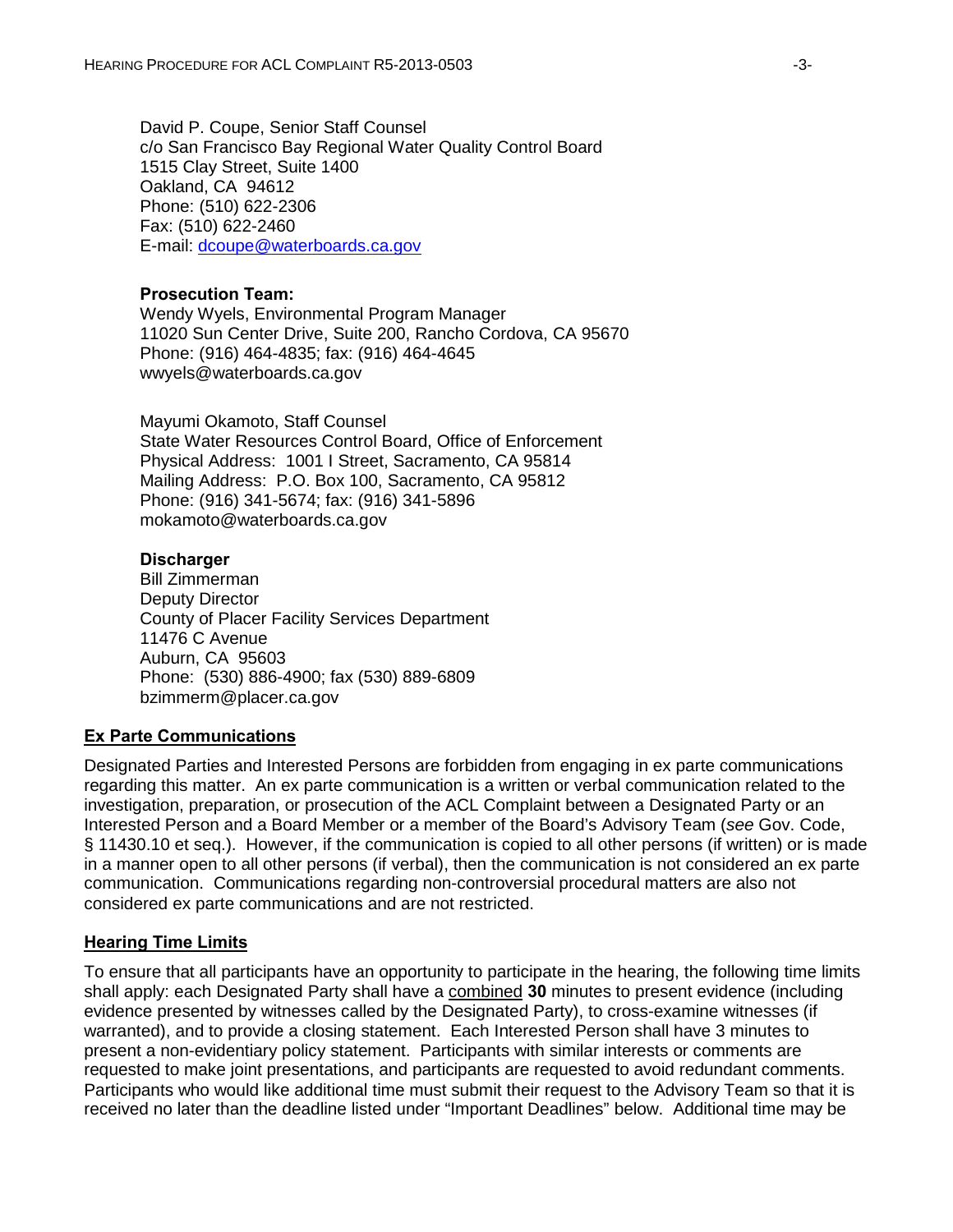David P. Coupe, Senior Staff Counsel
c/o San Francisco Bay Regional Water Quality Control Board
1515 Clay Street, Suite 1400
Oakland, CA 94612
Phone: (510) 622-2306
Fax: (510) 622-2460
E-mail: dcoupe@waterboards.ca.gov

**Prosecution Team:**
Wendy Wyels, Environmental Program Manager
11020 Sun Center Drive, Suite 200, Rancho Cordova, CA 95670
Phone: (916) 464-4835; fax: (916) 464-4645
wwyels@waterboards.ca.gov

Mayumi Okamoto, Staff Counsel
State Water Resources Control Board, Office of Enforcement
Physical Address: 1001 I Street, Sacramento, CA 95814
Mailing Address: P.O. Box 100, Sacramento, CA 95812
Phone: (916) 341-5674; fax: (916) 341-5896
mokamoto@waterboards.ca.gov

**Discharger**
Bill Zimmerman
Deputy Director
County of Placer Facility Services Department
11476 C Avenue
Auburn, CA 95603
Phone: (530) 886-4900; fax (530) 889-6809
bzimmerm@placer.ca.gov

## Ex Parte Communications

Designated Parties and Interested Persons are forbidden from engaging in ex parte communications regarding this matter. An ex parte communication is a written or verbal communication related to the investigation, preparation, or prosecution of the ACL Complaint between a Designated Party or an Interested Person and a Board Member or a member of the Board's Advisory Team (*see* Gov. Code, § 11430.10 et seq.). However, if the communication is copied to all other persons (if written) or is made in a manner open to all other persons (if verbal), then the communication is not considered an ex parte communication. Communications regarding non-controversial procedural matters are also not considered ex parte communications and are not restricted.

## Hearing Time Limits

To ensure that all participants have an opportunity to participate in the hearing, the following time limits shall apply: each Designated Party shall have a combined **30** minutes to present evidence (including evidence presented by witnesses called by the Designated Party), to cross-examine witnesses (if warranted), and to provide a closing statement. Each Interested Person shall have 3 minutes to present a non-evidentiary policy statement. Participants with similar interests or comments are requested to make joint presentations, and participants are requested to avoid redundant comments. Participants who would like additional time must submit their request to the Advisory Team so that it is received no later than the deadline listed under "Important Deadlines" below. Additional time may be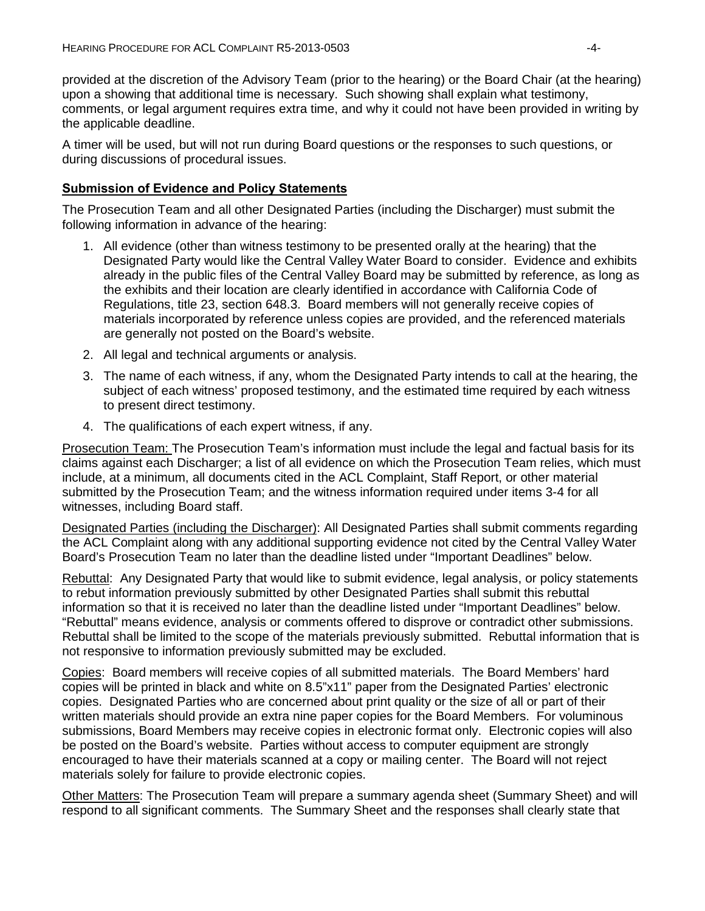provided at the discretion of the Advisory Team (prior to the hearing) or the Board Chair (at the hearing) upon a showing that additional time is necessary. Such showing shall explain what testimony, comments, or legal argument requires extra time, and why it could not have been provided in writing by the applicable deadline.

A timer will be used, but will not run during Board questions or the responses to such questions, or during discussions of procedural issues.

## **Submission of Evidence and Policy Statements**

The Prosecution Team and all other Designated Parties (including the Discharger) must submit the following information in advance of the hearing:

1. All evidence (other than witness testimony to be presented orally at the hearing) that the Designated Party would like the Central Valley Water Board to consider. Evidence and exhibits already in the public files of the Central Valley Board may be submitted by reference, as long as the exhibits and their location are clearly identified in accordance with California Code of Regulations, title 23, section 648.3. Board members will not generally receive copies of materials incorporated by reference unless copies are provided, and the referenced materials are generally not posted on the Board's website.
2. All legal and technical arguments or analysis.
3. The name of each witness, if any, whom the Designated Party intends to call at the hearing, the subject of each witness' proposed testimony, and the estimated time required by each witness to present direct testimony.
4. The qualifications of each expert witness, if any.

Prosecution Team: The Prosecution Team's information must include the legal and factual basis for its claims against each Discharger; a list of all evidence on which the Prosecution Team relies, which must include, at a minimum, all documents cited in the ACL Complaint, Staff Report, or other material submitted by the Prosecution Team; and the witness information required under items 3-4 for all witnesses, including Board staff.

Designated Parties (including the Discharger): All Designated Parties shall submit comments regarding the ACL Complaint along with any additional supporting evidence not cited by the Central Valley Water Board's Prosecution Team no later than the deadline listed under "Important Deadlines" below.

Rebuttal: Any Designated Party that would like to submit evidence, legal analysis, or policy statements to rebut information previously submitted by other Designated Parties shall submit this rebuttal information so that it is received no later than the deadline listed under "Important Deadlines" below. "Rebuttal" means evidence, analysis or comments offered to disprove or contradict other submissions. Rebuttal shall be limited to the scope of the materials previously submitted. Rebuttal information that is not responsive to information previously submitted may be excluded.

Copies: Board members will receive copies of all submitted materials. The Board Members' hard copies will be printed in black and white on 8.5"x11" paper from the Designated Parties' electronic copies. Designated Parties who are concerned about print quality or the size of all or part of their written materials should provide an extra nine paper copies for the Board Members. For voluminous submissions, Board Members may receive copies in electronic format only. Electronic copies will also be posted on the Board's website. Parties without access to computer equipment are strongly encouraged to have their materials scanned at a copy or mailing center. The Board will not reject materials solely for failure to provide electronic copies.

Other Matters: The Prosecution Team will prepare a summary agenda sheet (Summary Sheet) and will respond to all significant comments. The Summary Sheet and the responses shall clearly state that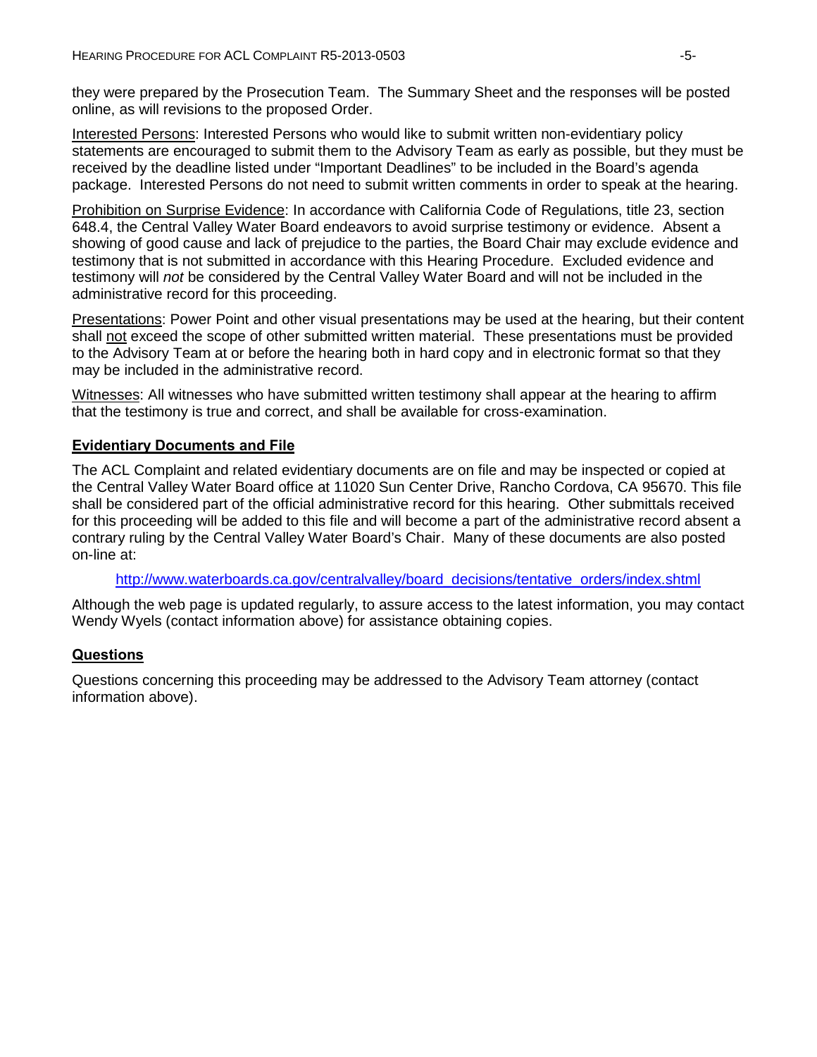they were prepared by the Prosecution Team. The Summary Sheet and the responses will be posted online, as will revisions to the proposed Order.

Interested Persons: Interested Persons who would like to submit written non-evidentiary policy statements are encouraged to submit them to the Advisory Team as early as possible, but they must be received by the deadline listed under "Important Deadlines" to be included in the Board's agenda package. Interested Persons do not need to submit written comments in order to speak at the hearing.

Prohibition on Surprise Evidence: In accordance with California Code of Regulations, title 23, section 648.4, the Central Valley Water Board endeavors to avoid surprise testimony or evidence. Absent a showing of good cause and lack of prejudice to the parties, the Board Chair may exclude evidence and testimony that is not submitted in accordance with this Hearing Procedure. Excluded evidence and testimony will *not* be considered by the Central Valley Water Board and will not be included in the administrative record for this proceeding.

Presentations: Power Point and other visual presentations may be used at the hearing, but their content shall not exceed the scope of other submitted written material. These presentations must be provided to the Advisory Team at or before the hearing both in hard copy and in electronic format so that they may be included in the administrative record.

Witnesses: All witnesses who have submitted written testimony shall appear at the hearing to affirm that the testimony is true and correct, and shall be available for cross-examination.

## Evidentiary Documents and File

The ACL Complaint and related evidentiary documents are on file and may be inspected or copied at the Central Valley Water Board office at 11020 Sun Center Drive, Rancho Cordova, CA 95670. This file shall be considered part of the official administrative record for this hearing. Other submittals received for this proceeding will be added to this file and will become a part of the administrative record absent a contrary ruling by the Central Valley Water Board's Chair. Many of these documents are also posted on-line at:

http://www.waterboards.ca.gov/centralvalley/board_decisions/tentative_orders/index.shtml

Although the web page is updated regularly, to assure access to the latest information, you may contact Wendy Wyels (contact information above) for assistance obtaining copies.

## Questions

Questions concerning this proceeding may be addressed to the Advisory Team attorney (contact information above).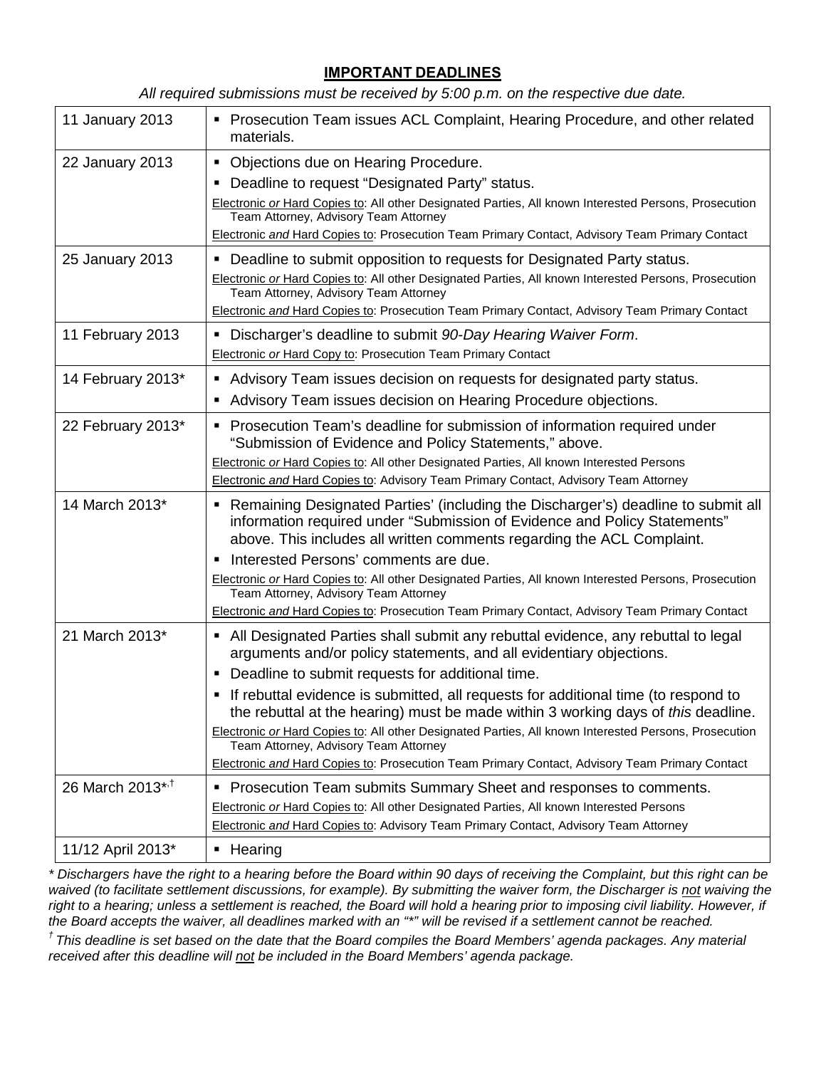## IMPORTANT DEADLINES

*All required submissions must be received by 5:00 p.m. on the respective due date.*

| | |
|---|---|
| 11 January 2013 | ▪ Prosecution Team issues ACL Complaint, Hearing Procedure, and other related materials. |
| 22 January 2013 | ▪ Objections due on Hearing Procedure.<br>▪ Deadline to request "Designated Party" status.<br><u>Electronic *or* Hard Copies to</u>: All other Designated Parties, All known Interested Persons, Prosecution Team Attorney, Advisory Team Attorney<br><u>Electronic *and* Hard Copies to</u>: Prosecution Team Primary Contact, Advisory Team Primary Contact |
| 25 January 2013 | ▪ Deadline to submit opposition to requests for Designated Party status.<br><u>Electronic *or* Hard Copies to</u>: All other Designated Parties, All known Interested Persons, Prosecution Team Attorney, Advisory Team Attorney<br><u>Electronic *and* Hard Copies to</u>: Prosecution Team Primary Contact, Advisory Team Primary Contact |
| 11 February 2013 | ▪ Discharger's deadline to submit *90-Day Hearing Waiver Form*.<br><u>Electronic *or* Hard Copy to</u>: Prosecution Team Primary Contact |
| 14 February 2013* | ▪ Advisory Team issues decision on requests for designated party status.<br>▪ Advisory Team issues decision on Hearing Procedure objections. |
| 22 February 2013* | ▪ Prosecution Team's deadline for submission of information required under "Submission of Evidence and Policy Statements," above.<br><u>Electronic *or* Hard Copies to</u>: All other Designated Parties, All known Interested Persons<br><u>Electronic *and* Hard Copies to</u>: Advisory Team Primary Contact, Advisory Team Attorney |
| 14 March 2013* | ▪ Remaining Designated Parties' (including the Discharger's) deadline to submit all information required under "Submission of Evidence and Policy Statements" above. This includes all written comments regarding the ACL Complaint.<br>▪ Interested Persons' comments are due.<br><u>Electronic *or* Hard Copies to</u>: All other Designated Parties, All known Interested Persons, Prosecution Team Attorney, Advisory Team Attorney<br><u>Electronic *and* Hard Copies to</u>: Prosecution Team Primary Contact, Advisory Team Primary Contact |
| 21 March 2013* | ▪ All Designated Parties shall submit any rebuttal evidence, any rebuttal to legal arguments and/or policy statements, and all evidentiary objections.<br>▪ Deadline to submit requests for additional time.<br>▪ If rebuttal evidence is submitted, all requests for additional time (to respond to the rebuttal at the hearing) must be made within 3 working days of *this* deadline.<br><u>Electronic *or* Hard Copies to</u>: All other Designated Parties, All known Interested Persons, Prosecution Team Attorney, Advisory Team Attorney<br><u>Electronic *and* Hard Copies to</u>: Prosecution Team Primary Contact, Advisory Team Primary Contact |
| 26 March 2013*,† | ▪ Prosecution Team submits Summary Sheet and responses to comments.<br><u>Electronic *or* Hard Copies to</u>: All other Designated Parties, All known Interested Persons<br><u>Electronic *and* Hard Copies to</u>: Advisory Team Primary Contact, Advisory Team Attorney |
| 11/12 April 2013* | ▪ Hearing |

*\* Dischargers have the right to a hearing before the Board within 90 days of receiving the Complaint, but this right can be waived (to facilitate settlement discussions, for example). By submitting the waiver form, the Discharger is <u>not</u> waiving the right to a hearing; unless a settlement is reached, the Board will hold a hearing prior to imposing civil liability. However, if the Board accepts the waiver, all deadlines marked with an "\*" will be revised if a settlement cannot be reached.*

*† This deadline is set based on the date that the Board compiles the Board Members' agenda packages. Any material received after this deadline will <u>not</u> be included in the Board Members' agenda package.*